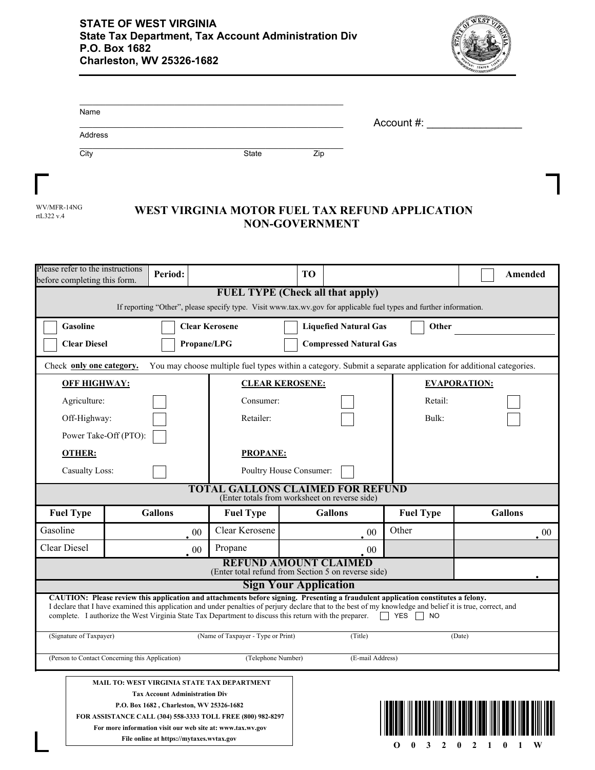**STATE OF WEST VIRGINIA**
**State Tax Department, Tax Account Administration Div**
**P.O. Box 1682**
**Charleston, WV 25326-1682**

Name

Address

City State Zip

Account #: ________________

WV/MFR-14NG
rtL322 v.4

# WEST VIRGINIA MOTOR FUEL TAX REFUND APPLICATION NON-GOVERNMENT

| Please refer to the instructions before completing this form. | **Period:** | | **TO** | | ☐ **Amended** |
|---|---|---|---|---|---|

## FUEL TYPE (Check all that apply)

If reporting "Other", please specify type. Visit www.tax.wv.gov for applicable fuel types and further information.

| | | | |
|---|---|---|---|
| ☐ **Gasoline** | ☐ **Clear Kerosene** | ☐ **Liquefied Natural Gas** | ☐ **Other** ________ |
| ☐ **Clear Diesel** | ☐ **Propane/LPG** | ☐ **Compressed Natural Gas** | |

Check **only one category.** You may choose multiple fuel types within a category. Submit a separate application for additional categories.

| **OFF HIGHWAY:** | **CLEAR KEROSENE:** | **EVAPORATION:** |
|---|---|---|
| Agriculture: ☐ | Consumer: ☐ | Retail: ☐ |
| Off-Highway: ☐ | Retailer: ☐ | Bulk: ☐ |
| Power Take-Off (PTO): ☐ | | |
| **OTHER:** | **PROPANE:** | |
| Casualty Loss: ☐ | Poultry House Consumer: ☐ | |

## TOTAL GALLONS CLAIMED FOR REFUND

(Enter totals from worksheet on reverse side)

| Fuel Type | Gallons | Fuel Type | Gallons | Fuel Type | Gallons |
|---|---|---|---|---|---|
| Gasoline | .00 | Clear Kerosene | .00 | Other | .00 |
| Clear Diesel | .00 | Propane | .00 | | |

## REFUND AMOUNT CLAIMED

(Enter total refund from Section 5 on reverse side) .

## Sign Your Application

**CAUTION: Please review this application and attachments before signing. Presenting a fraudulent application constitutes a felony.**
I declare that I have examined this application and under penalties of perjury declare that to the best of my knowledge and belief it is true, correct, and complete. I authorize the West Virginia State Tax Department to discuss this return with the preparer. ☐ YES ☐ NO

(Signature of Taxpayer) (Name of Taxpayer - Type or Print) (Title) (Date)

(Person to Contact Concerning this Application) (Telephone Number) (E-mail Address)

**MAIL TO: WEST VIRGINIA STATE TAX DEPARTMENT**
**Tax Account Administration Div**
**P.O. Box 1682 , Charleston, WV 25326-1682**
**FOR ASSISTANCE CALL (304) 558-3333 TOLL FREE (800) 982-8297**
**For more information visit our web site at: www.tax.wv.gov**
**File online at https://mytaxes.wvtax.gov**

O 0 3 2 0 2 1 0 1 W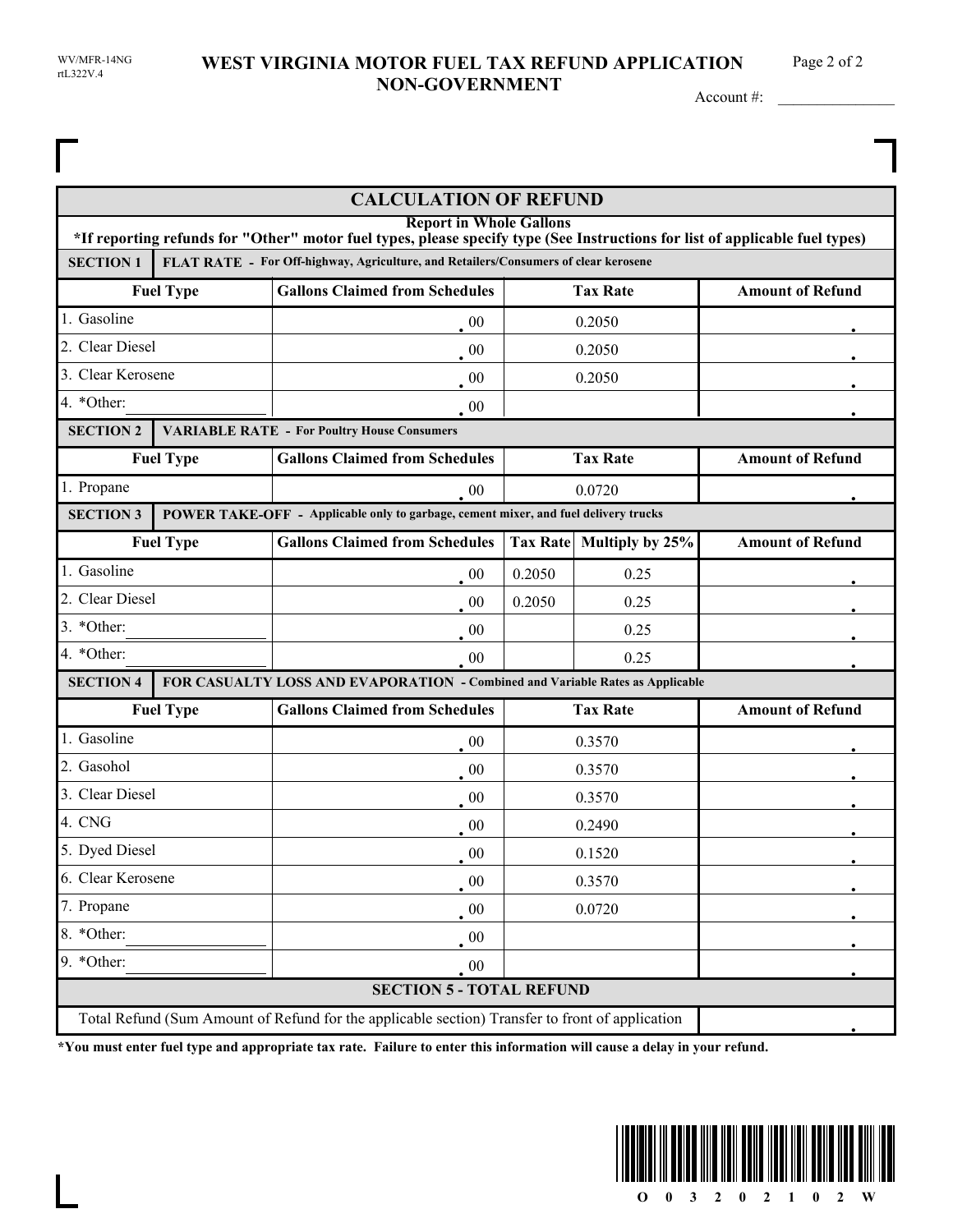WV/MFR-14NG
rtL322V.4

# WEST VIRGINIA MOTOR FUEL TAX REFUND APPLICATION NON-GOVERNMENT

Account #: _______________

## CALCULATION OF REFUND

**Report in Whole Gallons**

***If reporting refunds for "Other" motor fuel types, please specify type (See Instructions for list of applicable fuel types)**

**SECTION 1 FLAT RATE - For Off-highway, Agriculture, and Retailers/Consumers of clear kerosene**

| Fuel Type | Gallons Claimed from Schedules | Tax Rate | Amount of Refund |
|---|---|---|---|
| 1. Gasoline | . 00 | 0.2050 | . |
| 2. Clear Diesel | . 00 | 0.2050 | . |
| 3. Clear Kerosene | . 00 | 0.2050 | . |
| 4. *Other: ________ | . 00 | | . |

**SECTION 2 VARIABLE RATE - For Poultry House Consumers**

| Fuel Type | Gallons Claimed from Schedules | Tax Rate | Amount of Refund |
|---|---|---|---|
| 1. Propane | . 00 | 0.0720 | . |

**SECTION 3 POWER TAKE-OFF - Applicable only to garbage, cement mixer, and fuel delivery trucks**

| Fuel Type | Gallons Claimed from Schedules | Tax Rate | Multiply by 25% | Amount of Refund |
|---|---|---|---|---|
| 1. Gasoline | . 00 | 0.2050 | 0.25 | . |
| 2. Clear Diesel | . 00 | 0.2050 | 0.25 | . |
| 3. *Other: ________ | . 00 | | 0.25 | . |
| 4. *Other: ________ | . 00 | | 0.25 | . |

**SECTION 4 FOR CASUALTY LOSS AND EVAPORATION - Combined and Variable Rates as Applicable**

| Fuel Type | Gallons Claimed from Schedules | Tax Rate | Amount of Refund |
|---|---|---|---|
| 1. Gasoline | . 00 | 0.3570 | . |
| 2. Gasohol | . 00 | 0.3570 | . |
| 3. Clear Diesel | . 00 | 0.3570 | . |
| 4. CNG | . 00 | 0.2490 | . |
| 5. Dyed Diesel | . 00 | 0.1520 | . |
| 6. Clear Kerosene | . 00 | 0.3570 | . |
| 7. Propane | . 00 | 0.0720 | . |
| 8. *Other: ________ | . 00 | | . |
| 9. *Other: ________ | . 00 | | . |

**SECTION 5 - TOTAL REFUND**

| | |
|---|---|
| Total Refund (Sum Amount of Refund for the applicable section) Transfer to front of application | . |

***You must enter fuel type and appropriate tax rate. Failure to enter this information will cause a delay in your refund.**

O 0 3 2 0 2 1 0 2 W